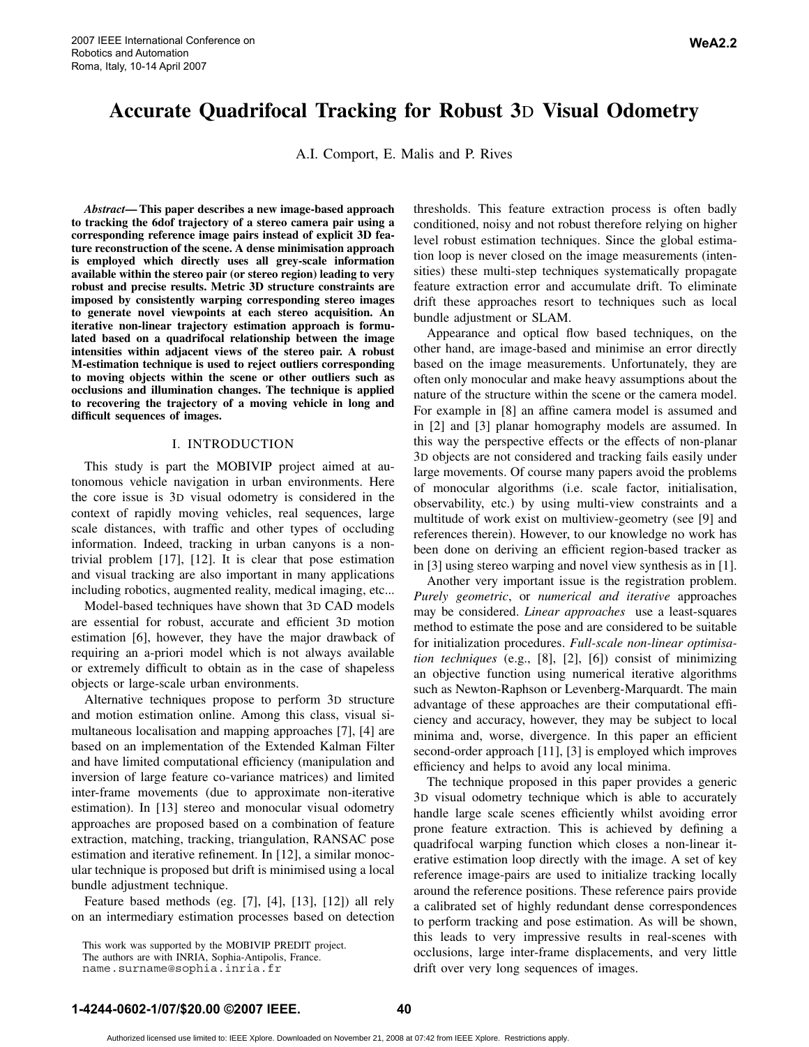# Accurate Quadrifocal Tracking for Robust 3D Visual Odometry

A.I. Comport, E. Malis and P. Rives

***Abstract*— This paper describes a new image-based approach to tracking the 6dof trajectory of a stereo camera pair using a corresponding reference image pairs instead of explicit 3D feature reconstruction of the scene. A dense minimisation approach is employed which directly uses all grey-scale information available within the stereo pair (or stereo region) leading to very robust and precise results. Metric 3D structure constraints are imposed by consistently warping corresponding stereo images to generate novel viewpoints at each stereo acquisition. An iterative non-linear trajectory estimation approach is formulated based on a quadrifocal relationship between the image intensities within adjacent views of the stereo pair. A robust M-estimation technique is used to reject outliers corresponding to moving objects within the scene or other outliers such as occlusions and illumination changes. The technique is applied to recovering the trajectory of a moving vehicle in long and difficult sequences of images.**

## I. INTRODUCTION

This study is part the MOBIVIP project aimed at autonomous vehicle navigation in urban environments. Here the core issue is 3D visual odometry is considered in the context of rapidly moving vehicles, real sequences, large scale distances, with traffic and other types of occluding information. Indeed, tracking in urban canyons is a non-trivial problem [17], [12]. It is clear that pose estimation and visual tracking are also important in many applications including robotics, augmented reality, medical imaging, etc...

Model-based techniques have shown that 3D CAD models are essential for robust, accurate and efficient 3D motion estimation [6], however, they have the major drawback of requiring an a-priori model which is not always available or extremely difficult to obtain as in the case of shapeless objects or large-scale urban environments.

Alternative techniques propose to perform 3D structure and motion estimation online. Among this class, visual simultaneous localisation and mapping approaches [7], [4] are based on an implementation of the Extended Kalman Filter and have limited computational efficiency (manipulation and inversion of large feature co-variance matrices) and limited inter-frame movements (due to approximate non-iterative estimation). In [13] stereo and monocular visual odometry approaches are proposed based on a combination of feature extraction, matching, tracking, triangulation, RANSAC pose estimation and iterative refinement. In [12], a similar monocular technique is proposed but drift is minimised using a local bundle adjustment technique.

Feature based methods (eg. [7], [4], [13], [12]) all rely on an intermediary estimation processes based on detection thresholds. This feature extraction process is often badly conditioned, noisy and not robust therefore relying on higher level robust estimation techniques. Since the global estimation loop is never closed on the image measurements (intensities) these multi-step techniques systematically propagate feature extraction error and accumulate drift. To eliminate drift these approaches resort to techniques such as local bundle adjustment or SLAM.

Appearance and optical flow based techniques, on the other hand, are image-based and minimise an error directly based on the image measurements. Unfortunately, they are often only monocular and make heavy assumptions about the nature of the structure within the scene or the camera model. For example in [8] an affine camera model is assumed and in [2] and [3] planar homography models are assumed. In this way the perspective effects or the effects of non-planar 3D objects are not considered and tracking fails easily under large movements. Of course many papers avoid the problems of monocular algorithms (i.e. scale factor, initialisation, observability, etc.) by using multi-view constraints and a multitude of work exist on multiview-geometry (see [9] and references therein). However, to our knowledge no work has been done on deriving an efficient region-based tracker as in [3] using stereo warping and novel view synthesis as in [1].

Another very important issue is the registration problem. *Purely geometric*, or *numerical and iterative* approaches may be considered. *Linear approaches* use a least-squares method to estimate the pose and are considered to be suitable for initialization procedures. *Full-scale non-linear optimisation techniques* (e.g., [8], [2], [6]) consist of minimizing an objective function using numerical iterative algorithms such as Newton-Raphson or Levenberg-Marquardt. The main advantage of these approaches are their computational efficiency and accuracy, however, they may be subject to local minima and, worse, divergence. In this paper an efficient second-order approach [11], [3] is employed which improves efficiency and helps to avoid any local minima.

The technique proposed in this paper provides a generic 3D visual odometry technique which is able to accurately handle large scale scenes efficiently whilst avoiding error prone feature extraction. This is achieved by defining a quadrifocal warping function which closes a non-linear iterative estimation loop directly with the image. A set of key reference image-pairs are used to initialize tracking locally around the reference positions. These reference pairs provide a calibrated set of highly redundant dense correspondences to perform tracking and pose estimation. As will be shown, this leads to very impressive results in real-scenes with occlusions, large inter-frame displacements, and very little drift over very long sequences of images.

This work was supported by the MOBIVIP PREDIT project.
The authors are with INRIA, Sophia-Antipolis, France.
name.surname@sophia.inria.fr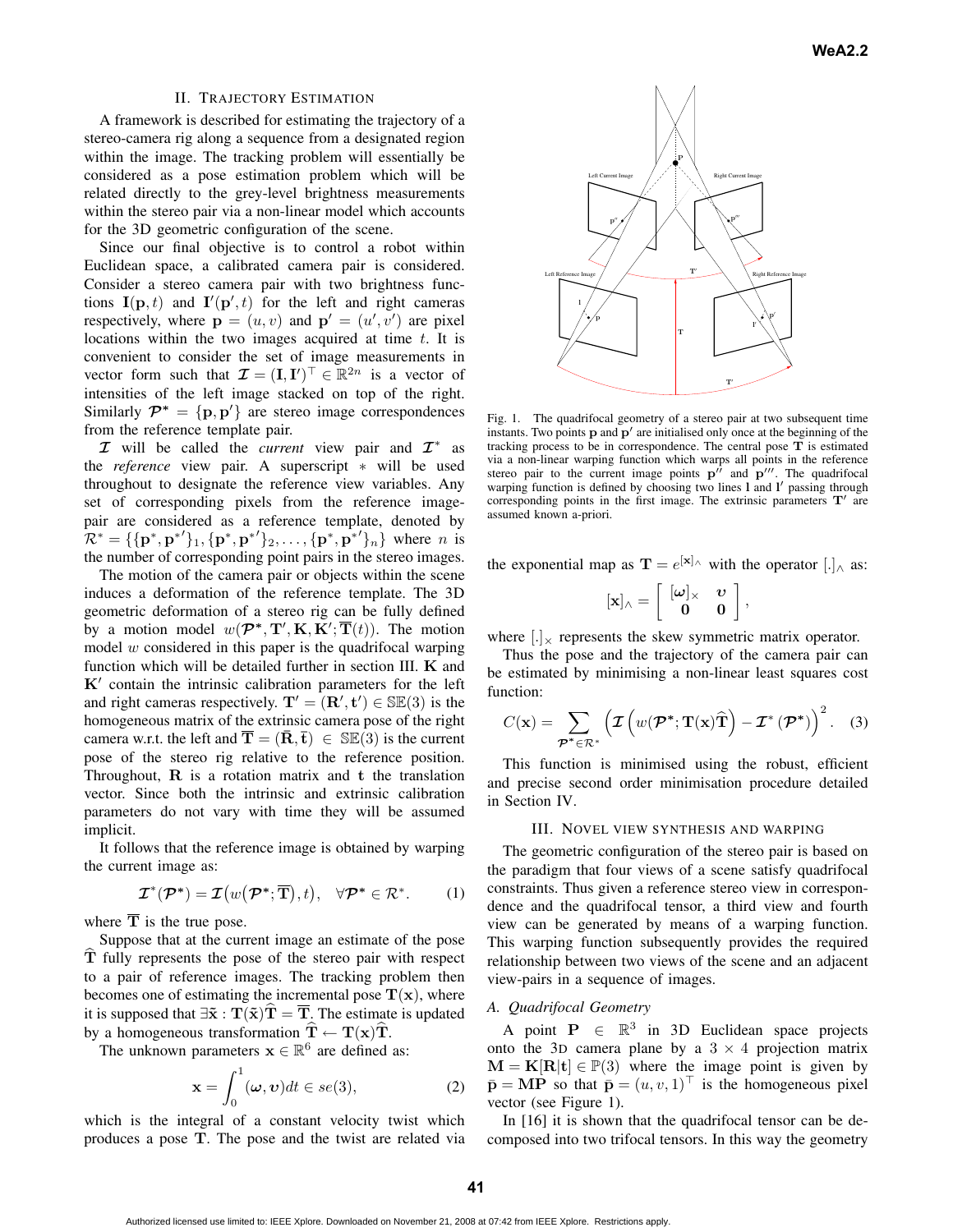## II. Trajectory Estimation

A framework is described for estimating the trajectory of a stereo-camera rig along a sequence from a designated region within the image. The tracking problem will essentially be considered as a pose estimation problem which will be related directly to the grey-level brightness measurements within the stereo pair via a non-linear model which accounts for the 3D geometric configuration of the scene.

Since our final objective is to control a robot within Euclidean space, a calibrated camera pair is considered. Consider a stereo camera pair with two brightness functions $\mathbf{I}(\mathbf{p}, t)$ and $\mathbf{I}'(\mathbf{p}', t)$ for the left and right cameras respectively, where $\mathbf{p} = (u, v)$ and $\mathbf{p}' = (u', v')$ are pixel locations within the two images acquired at time $t$. It is convenient to consider the set of image measurements in vector form such that $\boldsymbol{\mathcal{I}} = (\mathbf{I}, \mathbf{I}')^\top \in \mathbb{R}^{2n}$ is a vector of intensities of the left image stacked on top of the right. Similarly $\boldsymbol{\mathcal{P}}^* = \{\mathbf{p}, \mathbf{p}'\}$ are stereo image correspondences from the reference template pair.

$\boldsymbol{\mathcal{I}}$ will be called the *current* view pair and $\boldsymbol{\mathcal{I}}^*$ as the *reference* view pair. A superscript $*$ will be used throughout to designate the reference view variables. Any set of corresponding pixels from the reference image-pair are considered as a reference template, denoted by $\mathcal{R}^* = \{\{\mathbf{p}^*, \mathbf{p}^{*\prime}\}_1, \{\mathbf{p}^*, \mathbf{p}^{*\prime}\}_2, \ldots, \{\mathbf{p}^*, \mathbf{p}^{*\prime}\}_n\}$ where $n$ is the number of corresponding point pairs in the stereo images.

The motion of the camera pair or objects within the scene induces a deformation of the reference template. The 3D geometric deformation of a stereo rig can be fully defined by a motion model $w(\boldsymbol{\mathcal{P}}^*, \mathbf{T}', \mathbf{K}, \mathbf{K}'; \overline{\mathbf{T}}(t))$. The motion model $w$ considered in this paper is the quadrifocal warping function which will be detailed further in section III. $\mathbf{K}$ and $\mathbf{K}'$ contain the intrinsic calibration parameters for the left and right cameras respectively. $\mathbf{T}' = (\mathbf{R}', \mathbf{t}') \in \mathbb{SE}(3)$ is the homogeneous matrix of the extrinsic camera pose of the right camera w.r.t. the left and $\overline{\mathbf{T}} = (\bar{\mathbf{R}}, \bar{\mathbf{t}}) \in \mathbb{SE}(3)$ is the current pose of the stereo rig relative to the reference position. Throughout, $\mathbf{R}$ is a rotation matrix and $\mathbf{t}$ the translation vector. Since both the intrinsic and extrinsic calibration parameters do not vary with time they will be assumed implicit.

It follows that the reference image is obtained by warping the current image as:

$$\boldsymbol{\mathcal{I}}^*(\boldsymbol{\mathcal{P}}^*) = \boldsymbol{\mathcal{I}}\big(w(\boldsymbol{\mathcal{P}}^*; \overline{\mathbf{T}}), t\big), \quad \forall \boldsymbol{\mathcal{P}}^* \in \mathcal{R}^*. \tag{1}$$

where $\overline{\mathbf{T}}$ is the true pose.

Suppose that at the current image an estimate of the pose $\widehat{\mathbf{T}}$ fully represents the pose of the stereo pair with respect to a pair of reference images. The tracking problem then becomes one of estimating the incremental pose $\mathbf{T}(\mathbf{x})$, where it is supposed that $\exists \tilde{\mathbf{x}} : \mathbf{T}(\tilde{\mathbf{x}})\widehat{\mathbf{T}} = \overline{\mathbf{T}}$. The estimate is updated by a homogeneous transformation $\widehat{\mathbf{T}} \leftarrow \mathbf{T}(\mathbf{x})\widehat{\mathbf{T}}$.

The unknown parameters $\mathbf{x} \in \mathbb{R}^6$ are defined as:

$$\mathbf{x} = \int_0^1 (\boldsymbol{\omega}, \boldsymbol{\upsilon}) dt \in se(3), \tag{2}$$

which is the integral of a constant velocity twist which produces a pose $\mathbf{T}$. The pose and the twist are related via the exponential map as $\mathbf{T} = e^{[\mathbf{x}]_\wedge}$ with the operator $[.]_\wedge$ as:

$$[\mathbf{x}]_\wedge = \begin{bmatrix} [\boldsymbol{\omega}]_\times & \boldsymbol{\upsilon} \\ \mathbf{0} & \mathbf{0} \end{bmatrix},$$

where $[.]_\times$ represents the skew symmetric matrix operator.

Thus the pose and the trajectory of the camera pair can be estimated by minimising a non-linear least squares cost function:

$$C(\mathbf{x}) = \sum_{\boldsymbol{\mathcal{P}}^* \in \mathcal{R}^*} \Big(\boldsymbol{\mathcal{I}}\left(w(\boldsymbol{\mathcal{P}}^*; \mathbf{T}(\mathbf{x})\widehat{\mathbf{T}}\right) - \boldsymbol{\mathcal{I}}^*\left(\boldsymbol{\mathcal{P}}^*\right)\Big)^2. \tag{3}$$

This function is minimised using the robust, efficient and precise second order minimisation procedure detailed in Section IV.

Fig. 1. The quadrifocal geometry of a stereo pair at two subsequent time instants. Two points $\mathbf{p}$ and $\mathbf{p}'$ are initialised only once at the beginning of the tracking process to be in correspondence. The central pose $\mathbf{T}$ is estimated via a non-linear warping function which warps all points in the reference stereo pair to the current image points $\mathbf{p}''$ and $\mathbf{p}'''$. The quadrifocal warping function is defined by choosing two lines $\mathbf{l}$ and $\mathbf{l}'$ passing through corresponding points in the first image. The extrinsic parameters $\mathbf{T}'$ are assumed known a-priori.

## III. Novel View Synthesis and Warping

The geometric configuration of the stereo pair is based on the paradigm that four views of a scene satisfy quadrifocal constraints. Thus given a reference stereo view in correspondence and the quadrifocal tensor, a third view and fourth view can be generated by means of a warping function. This warping function subsequently provides the required relationship between two views of the scene and an adjacent view-pairs in a sequence of images.

### A. Quadrifocal Geometry

A point $\mathbf{P} \in \mathbb{R}^3$ in 3D Euclidean space projects onto the 3D camera plane by a $3 \times 4$ projection matrix $\mathbf{M} = \mathbf{K}[\mathbf{R}|\mathbf{t}] \in \mathbb{P}(3)$ where the image point is given by $\bar{\mathbf{p}} = \mathbf{M}\mathbf{P}$ so that $\bar{\mathbf{p}} = (u, v, 1)^\top$ is the homogeneous pixel vector (see Figure 1).

In [16] it is shown that the quadrifocal tensor can be decomposed into two trifocal tensors. In this way the geometry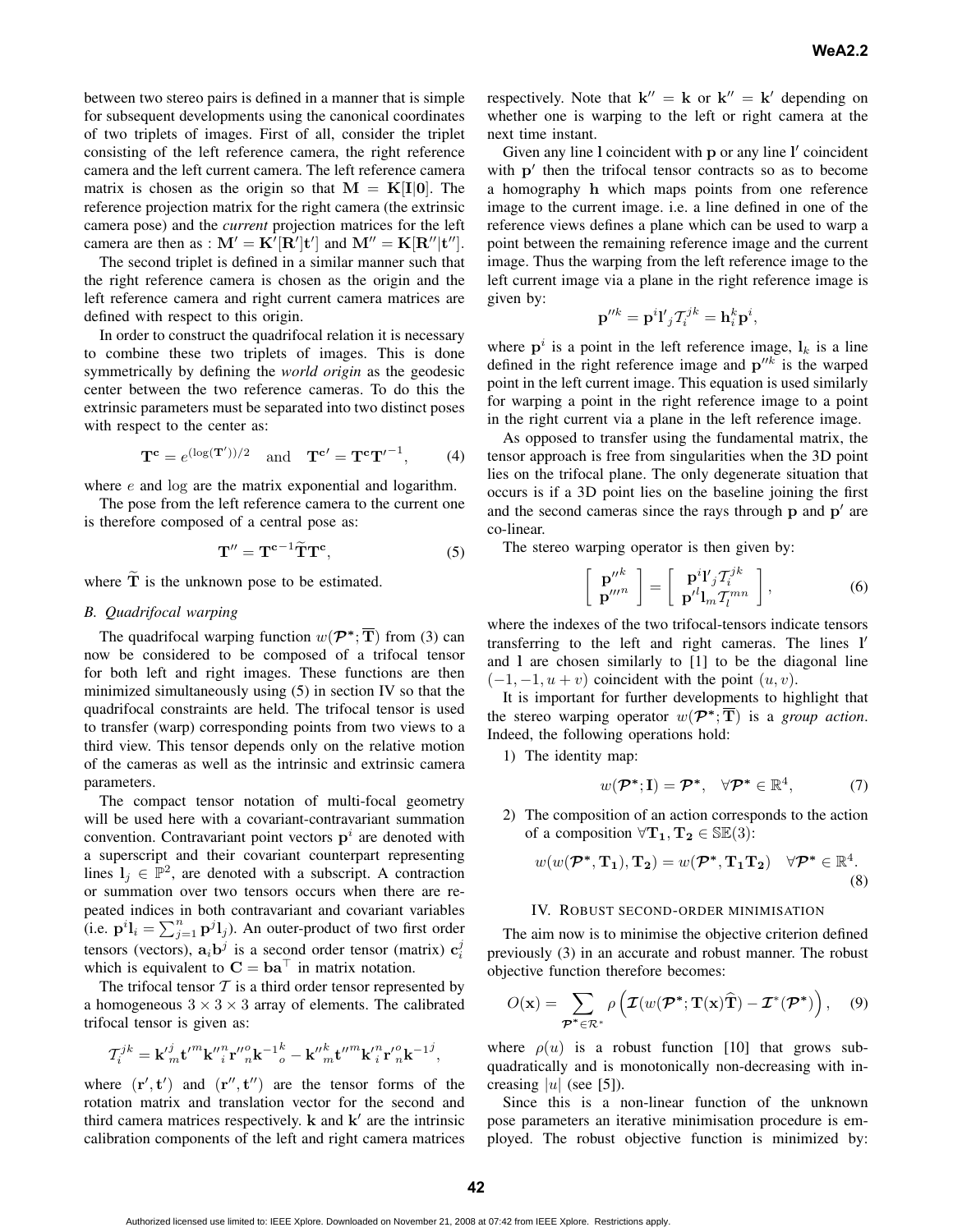between two stereo pairs is defined in a manner that is simple for subsequent developments using the canonical coordinates of two triplets of images. First of all, consider the triplet consisting of the left reference camera, the right reference camera and the left current camera. The left reference camera matrix is chosen as the origin so that $\mathbf{M} = \mathbf{K}[\mathbf{I}|\mathbf{0}]$. The reference projection matrix for the right camera (the extrinsic camera pose) and the *current* projection matrices for the left camera are then as : $\mathbf{M}' = \mathbf{K}'[\mathbf{R}'|\mathbf{t}']$ and $\mathbf{M}'' = \mathbf{K}[\mathbf{R}''|\mathbf{t}'']$.

The second triplet is defined in a similar manner such that the right reference camera is chosen as the origin and the left reference camera and right current camera matrices are defined with respect to this origin.

In order to construct the quadrifocal relation it is necessary to combine these two triplets of images. This is done symmetrically by defining the *world origin* as the geodesic center between the two reference cameras. To do this the extrinsic parameters must be separated into two distinct poses with respect to the center as:

$$\mathbf{T^c} = e^{(\log(\mathbf{T}'))/2} \quad \text{and} \quad \mathbf{T^{c}}' = \mathbf{T^c}\mathbf{T}'^{-1}, \tag{4}$$

where $e$ and $\log$ are the matrix exponential and logarithm.

The pose from the left reference camera to the current one is therefore composed of a central pose as:

$$\mathbf{T}'' = \mathbf{T^c}^{-1}\widetilde{\mathbf{T}}\mathbf{T^c}, \tag{5}$$

where $\widetilde{\mathbf{T}}$ is the unknown pose to be estimated.

### B. Quadrifocal warping

The quadrifocal warping function $w(\boldsymbol{\mathcal{P}}^*; \overline{\mathbf{T}})$ from (3) can now be considered to be composed of a trifocal tensor for both left and right images. These functions are then minimized simultaneously using (5) in section IV so that the quadrifocal constraints are held. The trifocal tensor is used to transfer (warp) corresponding points from two views to a third view. This tensor depends only on the relative motion of the cameras as well as the intrinsic and extrinsic camera parameters.

The compact tensor notation of multi-focal geometry will be used here with a covariant-contravariant summation convention. Contravariant point vectors $\mathbf{p}^i$ are denoted with a superscript and their covariant counterpart representing lines $\mathbf{l}_j \in \mathbb{P}^2$, are denoted with a subscript. A contraction or summation over two tensors occurs when there are repeated indices in both contravariant and covariant variables (i.e. $\mathbf{p}^i\mathbf{l}_i = \sum_{j=1}^{n} \mathbf{p}^j\mathbf{l}_j$). An outer-product of two first order tensors (vectors), $\mathbf{a}_i\mathbf{b}^j$ is a second order tensor (matrix) $\mathbf{c}_i^j$ which is equivalent to $\mathbf{C} = \mathbf{b}\mathbf{a}^\top$ in matrix notation.

The trifocal tensor $\mathcal{T}$ is a third order tensor represented by a homogeneous $3 \times 3 \times 3$ array of elements. The calibrated trifocal tensor is given as:

$$\mathcal{T}_i^{jk} = \mathbf{k'}_m^j \mathbf{t'}^m \mathbf{k''}_i^n \mathbf{r''}_n^o \mathbf{k}^{-1}{}_o^k - \mathbf{k''}_m^k \mathbf{t''}^m \mathbf{k'}_i^n \mathbf{r'}_n^o \mathbf{k}^{-1}{}^j,$$

where $(\mathbf{r}', \mathbf{t}')$ and $(\mathbf{r}'', \mathbf{t}'')$ are the tensor forms of the rotation matrix and translation vector for the second and third camera matrices respectively. $\mathbf{k}$ and $\mathbf{k}'$ are the intrinsic calibration components of the left and right camera matrices respectively. Note that $\mathbf{k}'' = \mathbf{k}$ or $\mathbf{k}'' = \mathbf{k}'$ depending on whether one is warping to the left or right camera at the next time instant.

Given any line $\mathbf{l}$ coincident with $\mathbf{p}$ or any line $\mathbf{l}'$ coincident with $\mathbf{p}'$ then the trifocal tensor contracts so as to become a homography $\mathbf{h}$ which maps points from one reference image to the current image. i.e. a line defined in one of the reference views defines a plane which can be used to warp a point between the remaining reference image and the current image. Thus the warping from the left reference image to the left current image via a plane in the right reference image is given by:

$$\mathbf{p}''^k = \mathbf{p}^i \mathbf{l}'_j \mathcal{T}_i^{jk} = \mathbf{h}_i^k \mathbf{p}^i,$$

where $\mathbf{p}^i$ is a point in the left reference image, $\mathbf{l}_k$ is a line defined in the right reference image and $\mathbf{p}''^k$ is the warped point in the left current image. This equation is used similarly for warping a point in the right reference image to a point in the right current via a plane in the left reference image.

As opposed to transfer using the fundamental matrix, the tensor approach is free from singularities when the 3D point lies on the trifocal plane. The only degenerate situation that occurs is if a 3D point lies on the baseline joining the first and the second cameras since the rays through $\mathbf{p}$ and $\mathbf{p}'$ are co-linear.

The stereo warping operator is then given by:

$$\begin{bmatrix} \mathbf{p}''^k \\ \mathbf{p}'''^n \end{bmatrix} = \begin{bmatrix} \mathbf{p}^i \mathbf{l}'_j \mathcal{T}_i^{jk} \\ \mathbf{p}'^l \mathbf{l}_m \mathcal{T}_l^{mn} \end{bmatrix}, \tag{6}$$

where the indexes of the two trifocal-tensors indicate tensors transferring to the left and right cameras. The lines $\mathbf{l}'$ and $\mathbf{l}$ are chosen similarly to [1] to be the diagonal line $(-1, -1, u + v)$ coincident with the point $(u, v)$.

It is important for further developments to highlight that the stereo warping operator $w(\boldsymbol{\mathcal{P}}^*; \overline{\mathbf{T}})$ is a *group action*. Indeed, the following operations hold:

1) The identity map:

$$w(\boldsymbol{\mathcal{P}}^*; \mathbf{I}) = \boldsymbol{\mathcal{P}}^*, \quad \forall \boldsymbol{\mathcal{P}}^* \in \mathbb{R}^4, \tag{7}$$

2) The composition of an action corresponds to the action of a composition $\forall \mathbf{T_1}, \mathbf{T_2} \in \mathbb{SE}(3)$:

$$w(w(\boldsymbol{\mathcal{P}}^*, \mathbf{T_1}), \mathbf{T_2}) = w(\boldsymbol{\mathcal{P}}^*, \mathbf{T_1}\mathbf{T_2}) \quad \forall \boldsymbol{\mathcal{P}}^* \in \mathbb{R}^4. \tag{8}$$

## IV. Robust second-order minimisation

The aim now is to minimise the objective criterion defined previously (3) in an accurate and robust manner. The robust objective function therefore becomes:

$$O(\mathbf{x}) = \sum_{\boldsymbol{\mathcal{P}}^* \in \mathcal{R}^*} \rho\left( \boldsymbol{\mathcal{I}}(w(\boldsymbol{\mathcal{P}}^*; \mathbf{T}(\mathbf{x})\widehat{\mathbf{T}}) - \boldsymbol{\mathcal{I}}^*(\boldsymbol{\mathcal{P}}^*) \right), \tag{9}$$

where $\rho(u)$ is a robust function [10] that grows sub-quadratically and is monotonically non-decreasing with increasing $|u|$ (see [5]).

Since this is a non-linear function of the unknown pose parameters an iterative minimisation procedure is employed. The robust objective function is minimized by: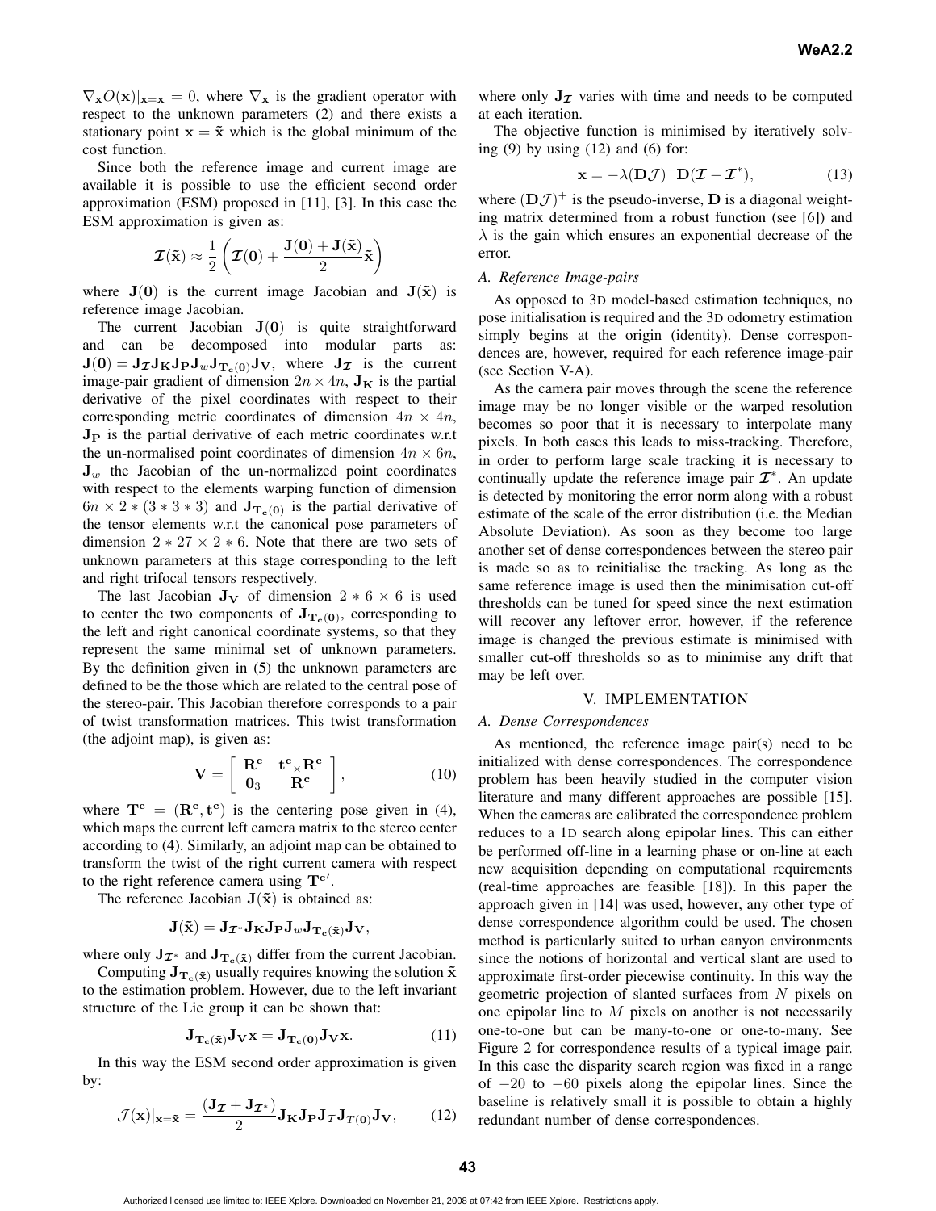$\nabla_{\mathbf{x}} O(\mathbf{x})|_{\mathbf{x}=\mathbf{x}} = 0$, where $\nabla_{\mathbf{x}}$ is the gradient operator with respect to the unknown parameters (2) and there exists a stationary point $\mathbf{x} = \tilde{\mathbf{x}}$ which is the global minimum of the cost function.

Since both the reference image and current image are available it is possible to use the efficient second order approximation (ESM) proposed in [11], [3]. In this case the ESM approximation is given as:

$$\boldsymbol{\mathcal{I}}(\tilde{\mathbf{x}}) \approx \frac{1}{2}\left(\boldsymbol{\mathcal{I}}(\mathbf{0}) + \frac{\mathbf{J}(\mathbf{0}) + \mathbf{J}(\tilde{\mathbf{x}})}{2}\tilde{\mathbf{x}}\right)$$

where $\mathbf{J}(\mathbf{0})$ is the current image Jacobian and $\mathbf{J}(\tilde{\mathbf{x}})$ is reference image Jacobian.

The current Jacobian $\mathbf{J}(\mathbf{0})$ is quite straightforward and can be decomposed into modular parts as: $\mathbf{J}(\mathbf{0}) = \mathbf{J}_{\mathcal{I}}\mathbf{J}_{\mathbf{K}}\mathbf{J}_{\mathbf{P}}\mathbf{J}_{w}\mathbf{J}_{\mathbf{T_c(0)}}\mathbf{J}_{\mathbf{V}}$, where $\mathbf{J}_{\mathcal{I}}$ is the current image-pair gradient of dimension $2n \times 4n$, $\mathbf{J}_{\mathbf{K}}$ is the partial derivative of the pixel coordinates with respect to their corresponding metric coordinates of dimension $4n \times 4n$, $\mathbf{J}_{\mathbf{P}}$ is the partial derivative of each metric coordinates w.r.t the un-normalised point coordinates of dimension $4n \times 6n$, $\mathbf{J}_{w}$ the Jacobian of the un-normalized point coordinates with respect to the elements warping function of dimension $6n \times 2 * (3 * 3 * 3)$ and $\mathbf{J}_{\mathbf{T_c(0)}}$ is the partial derivative of the tensor elements w.r.t the canonical pose parameters of dimension $2 * 27 \times 2 * 6$. Note that there are two sets of unknown parameters at this stage corresponding to the left and right trifocal tensors respectively.

The last Jacobian $\mathbf{J}_{\mathbf{V}}$ of dimension $2 * 6 \times 6$ is used to center the two components of $\mathbf{J}_{\mathbf{T_c(0)}}$, corresponding to the left and right canonical coordinate systems, so that they represent the same minimal set of unknown parameters. By the definition given in (5) the unknown parameters are defined to be the those which are related to the central pose of the stereo-pair. This Jacobian therefore corresponds to a pair of twist transformation matrices. This twist transformation (the adjoint map), is given as:

$$\mathbf{V} = \begin{bmatrix} \mathbf{R^c} & \mathbf{t^c}_{\times}\mathbf{R^c} \\ \mathbf{0}_3 & \mathbf{R^c} \end{bmatrix}, \tag{10}$$

where $\mathbf{T^c} = (\mathbf{R^c}, \mathbf{t^c})$ is the centering pose given in (4), which maps the current left camera matrix to the stereo center according to (4). Similarly, an adjoint map can be obtained to transform the twist of the right current camera with respect to the right reference camera using $\mathbf{T^{c}}'$.

The reference Jacobian $\mathbf{J}(\tilde{\mathbf{x}})$ is obtained as:

$$\mathbf{J}(\tilde{\mathbf{x}}) = \mathbf{J}_{\mathcal{I}^*}\mathbf{J}_{\mathbf{K}}\mathbf{J}_{\mathbf{P}}\mathbf{J}_{w}\mathbf{J}_{\mathbf{T_c(\tilde{x})}}\mathbf{J}_{\mathbf{V}},$$

where only $\mathbf{J}_{\mathcal{I}^*}$ and $\mathbf{J}_{\mathbf{T_c(\tilde{x})}}$ differ from the current Jacobian.

Computing $\mathbf{J}_{\mathbf{T_c(\tilde{x})}}$ usually requires knowing the solution $\tilde{\mathbf{x}}$ to the estimation problem. However, due to the left invariant structure of the Lie group it can be shown that:

$$\mathbf{J}_{\mathbf{T_c(\tilde{x})}}\mathbf{J}_{\mathbf{V}}\mathbf{x} = \mathbf{J}_{\mathbf{T_c(0)}}\mathbf{J}_{\mathbf{V}}\mathbf{x}. \tag{11}$$

In this way the ESM second order approximation is given by:

$$\mathcal{J}(\mathbf{x})|_{\mathbf{x}=\tilde{\mathbf{x}}} = \frac{(\mathbf{J}_{\mathcal{I}} + \mathbf{J}_{\mathcal{I}^*})}{2}\mathbf{J}_{\mathbf{K}}\mathbf{J}_{\mathbf{P}}\mathbf{J}_{\mathcal{T}}\mathbf{J}_{T(\mathbf{0})}\mathbf{J}_{\mathbf{V}}, \tag{12}$$

where only $\mathbf{J}_{\mathcal{I}}$ varies with time and needs to be computed at each iteration.

The objective function is minimised by iteratively solving (9) by using (12) and (6) for:

$$\mathbf{x} = -\lambda(\mathbf{D}\mathcal{J})^{+}\mathbf{D}(\boldsymbol{\mathcal{I}} - \boldsymbol{\mathcal{I}}^*), \tag{13}$$

where $(\mathbf{D}\mathcal{J})^{+}$ is the pseudo-inverse, $\mathbf{D}$ is a diagonal weighting matrix determined from a robust function (see [6]) and $\lambda$ is the gain which ensures an exponential decrease of the error.

### *A. Reference Image-pairs*

As opposed to 3D model-based estimation techniques, no pose initialisation is required and the 3D odometry estimation simply begins at the origin (identity). Dense correspondences are, however, required for each reference image-pair (see Section V-A).

As the camera pair moves through the scene the reference image may be no longer visible or the warped resolution becomes so poor that it is necessary to interpolate many pixels. In both cases this leads to miss-tracking. Therefore, in order to perform large scale tracking it is necessary to continually update the reference image pair $\boldsymbol{\mathcal{I}}^*$. An update is detected by monitoring the error norm along with a robust estimate of the scale of the error distribution (i.e. the Median Absolute Deviation). As soon as they become too large another set of dense correspondences between the stereo pair is made so as to reinitialise the tracking. As long as the same reference image is used then the minimisation cut-off thresholds can be tuned for speed since the next estimation will recover any leftover error, however, if the reference image is changed the previous estimate is minimised with smaller cut-off thresholds so as to minimise any drift that may be left over.

## V. IMPLEMENTATION

### *A. Dense Correspondences*

As mentioned, the reference image pair(s) need to be initialized with dense correspondences. The correspondence problem has been heavily studied in the computer vision literature and many different approaches are possible [15]. When the cameras are calibrated the correspondence problem reduces to a 1D search along epipolar lines. This can either be performed off-line in a learning phase or on-line at each new acquisition depending on computational requirements (real-time approaches are feasible [18]). In this paper the approach given in [14] was used, however, any other type of dense correspondence algorithm could be used. The chosen method is particularly suited to urban canyon environments since the notions of horizontal and vertical slant are used to approximate first-order piecewise continuity. In this way the geometric projection of slanted surfaces from $N$ pixels on one epipolar line to $M$ pixels on another is not necessarily one-to-one but can be many-to-one or one-to-many. See Figure 2 for correspondence results of a typical image pair. In this case the disparity search region was fixed in a range of $-20$ to $-60$ pixels along the epipolar lines. Since the baseline is relatively small it is possible to obtain a highly redundant number of dense correspondences.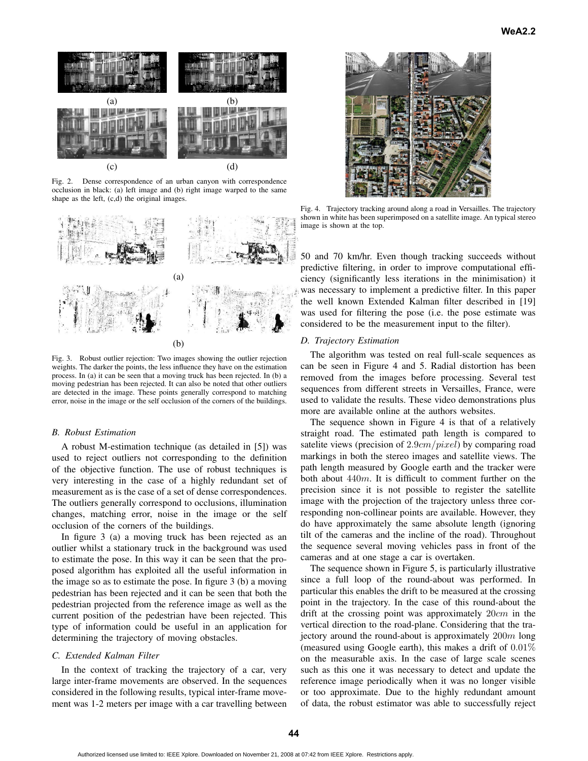(a)

(b)

(c)

(d)

Fig. 2. Dense correspondence of an urban canyon with correspondence occlusion in black: (a) left image and (b) right image warped to the same shape as the left, (c,d) the original images.

(a)

(b)

Fig. 3. Robust outlier rejection: Two images showing the outlier rejection weights. The darker the points, the less influence they have on the estimation process. In (a) it can be seen that a moving truck has been rejected. In (b) a moving pedestrian has been rejected. It can also be noted that other outliers are detected in the image. These points generally correspond to matching error, noise in the image or the self occlusion of the corners of the buildings.

### B. Robust Estimation

A robust M-estimation technique (as detailed in [5]) was used to reject outliers not corresponding to the definition of the objective function. The use of robust techniques is very interesting in the case of a highly redundant set of measurement as is the case of a set of dense correspondences. The outliers generally correspond to occlusions, illumination changes, matching error, noise in the image or the self occlusion of the corners of the buildings.

In figure 3 (a) a moving truck has been rejected as an outlier whilst a stationary truck in the background was used to estimate the pose. In this way it can be seen that the proposed algorithm has exploited all the useful information in the image so as to estimate the pose. In figure 3 (b) a moving pedestrian has been rejected and it can be seen that both the pedestrian projected from the reference image as well as the current position of the pedestrian have been rejected. This type of information could be useful in an application for determining the trajectory of moving obstacles.

### C. Extended Kalman Filter

In the context of tracking the trajectory of a car, very large inter-frame movements are observed. In the sequences considered in the following results, typical inter-frame movement was 1-2 meters per image with a car travelling between 50 and 70 km/hr. Even though tracking succeeds without predictive filtering, in order to improve computational efficiency (significantly less iterations in the minimisation) it was necessary to implement a predictive filter. In this paper the well known Extended Kalman filter described in [19] was used for filtering the pose (i.e. the pose estimate was considered to be the measurement input to the filter).

Fig. 4. Trajectory tracking around along a road in Versailles. The trajectory shown in white has been superimposed on a satellite image. An typical stereo image is shown at the top.

### D. Trajectory Estimation

The algorithm was tested on real full-scale sequences as can be seen in Figure 4 and 5. Radial distortion has been removed from the images before processing. Several test sequences from different streets in Versailles, France, were used to validate the results. These video demonstrations plus more are available online at the authors websites.

The sequence shown in Figure 4 is that of a relatively straight road. The estimated path length is compared to satelite views (precision of $2.9cm/pixel$) by comparing road markings in both the stereo images and satellite views. The path length measured by Google earth and the tracker were both about $440m$. It is difficult to comment further on the precision since it is not possible to register the satellite image with the projection of the trajectory unless three corresponding non-collinear points are available. However, they do have approximately the same absolute length (ignoring tilt of the cameras and the incline of the road). Throughout the sequence several moving vehicles pass in front of the cameras and at one stage a car is overtaken.

The sequence shown in Figure 5, is particularly illustrative since a full loop of the round-about was performed. In particular this enables the drift to be measured at the crossing point in the trajectory. In the case of this round-about the drift at the crossing point was approximately $20cm$ in the vertical direction to the road-plane. Considering that the trajectory around the round-about is approximately $200m$ long (measured using Google earth), this makes a drift of $0.01\%$ on the measurable axis. In the case of large scale scenes such as this one it was necessary to detect and update the reference image periodically when it was no longer visible or too approximate. Due to the highly redundant amount of data, the robust estimator was able to successfully reject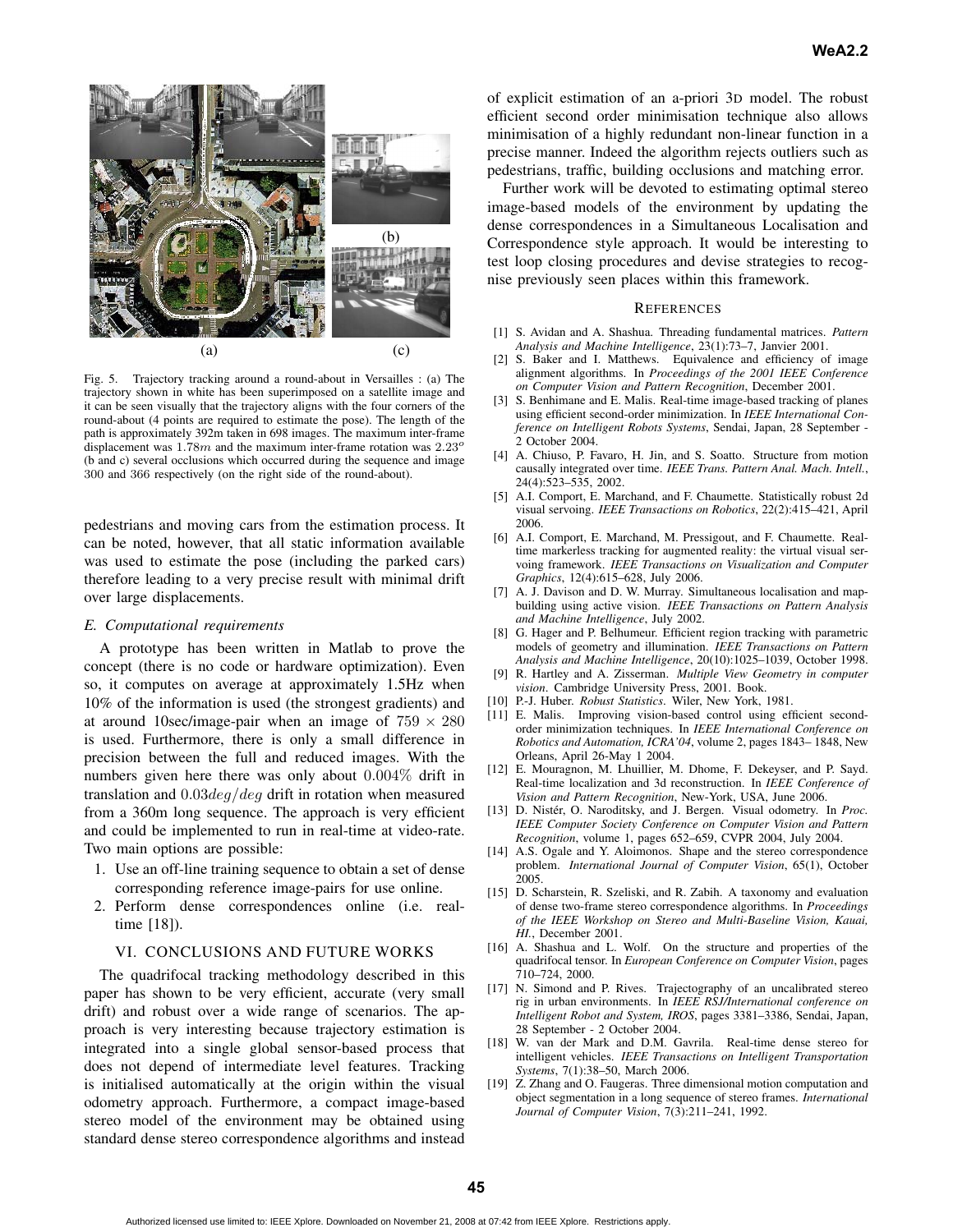(a) (b) (c)

Fig. 5. Trajectory tracking around a round-about in Versailles : (a) The trajectory shown in white has been superimposed on a satellite image and it can be seen visually that the trajectory aligns with the four corners of the round-about (4 points are required to estimate the pose). The length of the path is approximately 392m taken in 698 images. The maximum inter-frame displacement was $1.78m$ and the maximum inter-frame rotation was $2.23^o$ (b and c) several occlusions which occurred during the sequence and image 300 and 366 respectively (on the right side of the round-about).

pedestrians and moving cars from the estimation process. It can be noted, however, that all static information available was used to estimate the pose (including the parked cars) therefore leading to a very precise result with minimal drift over large displacements.

### *E. Computational requirements*

A prototype has been written in Matlab to prove the concept (there is no code or hardware optimization). Even so, it computes on average at approximately 1.5Hz when 10% of the information is used (the strongest gradients) and at around 10sec/image-pair when an image of $759 \times 280$ is used. Furthermore, there is only a small difference in precision between the full and reduced images. With the numbers given here there was only about $0.004\%$ drift in translation and $0.03deg/deg$ drift in rotation when measured from a 360m long sequence. The approach is very efficient and could be implemented to run in real-time at video-rate. Two main options are possible:

1. Use an off-line training sequence to obtain a set of dense corresponding reference image-pairs for use online.
2. Perform dense correspondences online (i.e. real-time [18]).

## VI. CONCLUSIONS AND FUTURE WORKS

The quadrifocal tracking methodology described in this paper has shown to be very efficient, accurate (very small drift) and robust over a wide range of scenarios. The approach is very interesting because trajectory estimation is integrated into a single global sensor-based process that does not depend of intermediate level features. Tracking is initialised automatically at the origin within the visual odometry approach. Furthermore, a compact image-based stereo model of the environment may be obtained using standard dense stereo correspondence algorithms and instead of explicit estimation of an a-priori 3D model. The robust efficient second order minimisation technique also allows minimisation of a highly redundant non-linear function in a precise manner. Indeed the algorithm rejects outliers such as pedestrians, traffic, building occlusions and matching error.

Further work will be devoted to estimating optimal stereo image-based models of the environment by updating the dense correspondences in a Simultaneous Localisation and Correspondence style approach. It would be interesting to test loop closing procedures and devise strategies to recognise previously seen places within this framework.

## REFERENCES

[1] S. Avidan and A. Shashua. Threading fundamental matrices. *Pattern Analysis and Machine Intelligence*, 23(1):73–7, Janvier 2001.

[2] S. Baker and I. Matthews. Equivalence and efficiency of image alignment algorithms. In *Proceedings of the 2001 IEEE Conference on Computer Vision and Pattern Recognition*, December 2001.

[3] S. Benhimane and E. Malis. Real-time image-based tracking of planes using efficient second-order minimization. In *IEEE International Conference on Intelligent Robots Systems*, Sendai, Japan, 28 September - 2 October 2004.

[4] A. Chiuso, P. Favaro, H. Jin, and S. Soatto. Structure from motion causally integrated over time. *IEEE Trans. Pattern Anal. Mach. Intell.*, 24(4):523–535, 2002.

[5] A.I. Comport, E. Marchand, and F. Chaumette. Statistically robust 2d visual servoing. *IEEE Transactions on Robotics*, 22(2):415–421, April 2006.

[6] A.I. Comport, E. Marchand, M. Pressigout, and F. Chaumette. Real-time markerless tracking for augmented reality: the virtual visual servoing framework. *IEEE Transactions on Visualization and Computer Graphics*, 12(4):615–628, July 2006.

[7] A. J. Davison and D. W. Murray. Simultaneous localisation and map-building using active vision. *IEEE Transactions on Pattern Analysis and Machine Intelligence*, July 2002.

[8] G. Hager and P. Belhumeur. Efficient region tracking with parametric models of geometry and illumination. *IEEE Transactions on Pattern Analysis and Machine Intelligence*, 20(10):1025–1039, October 1998.

[9] R. Hartley and A. Zisserman. *Multiple View Geometry in computer vision*. Cambridge University Press, 2001. Book.

[10] P.-J. Huber. *Robust Statistics*. Wiler, New York, 1981.

[11] E. Malis. Improving vision-based control using efficient second-order minimization techniques. In *IEEE International Conference on Robotics and Automation, ICRA'04*, volume 2, pages 1843– 1848, New Orleans, April 26-May 1 2004.

[12] E. Mouragnon, M. Lhuillier, M. Dhome, F. Dekeyser, and P. Sayd. Real-time localization and 3d reconstruction. In *IEEE Conference of Vision and Pattern Recognition*, New-York, USA, June 2006.

[13] D. Nistér, O. Naroditsky, and J. Bergen. Visual odometry. In *Proc. IEEE Computer Society Conference on Computer Vision and Pattern Recognition*, volume 1, pages 652–659, CVPR 2004, July 2004.

[14] A.S. Ogale and Y. Aloimonos. Shape and the stereo correspondence problem. *International Journal of Computer Vision*, 65(1), October 2005.

[15] D. Scharstein, R. Szeliski, and R. Zabih. A taxonomy and evaluation of dense two-frame stereo correspondence algorithms. In *Proceedings of the IEEE Workshop on Stereo and Multi-Baseline Vision, Kauai, HI.*, December 2001.

[16] A. Shashua and L. Wolf. On the structure and properties of the quadrifocal tensor. In *European Conference on Computer Vision*, pages 710–724, 2000.

[17] N. Simond and P. Rives. Trajectography of an uncalibrated stereo rig in urban environments. In *IEEE RSJ/International conference on Intelligent Robot and System, IROS*, pages 3381–3386, Sendai, Japan, 28 September - 2 October 2004.

[18] W. van der Mark and D.M. Gavrila. Real-time dense stereo for intelligent vehicles. *IEEE Transactions on Intelligent Transportation Systems*, 7(1):38–50, March 2006.

[19] Z. Zhang and O. Faugeras. Three dimensional motion computation and object segmentation in a long sequence of stereo frames. *International Journal of Computer Vision*, 7(3):211–241, 1992.